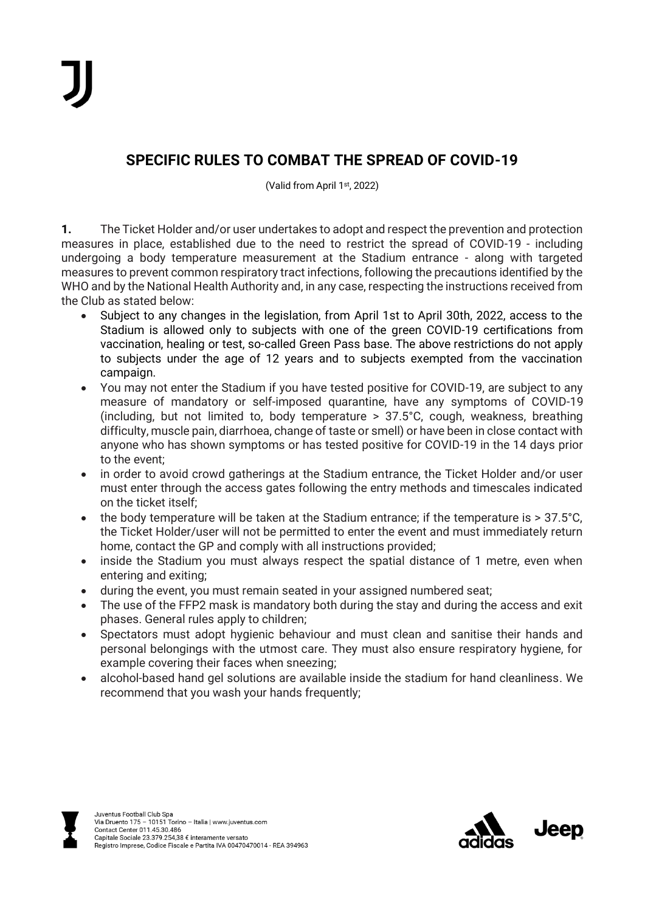## SPECIFIC RULES TO COMBAT THE SPREAD OF COVID-19

(Valid from April 1st, 2022)

**1.** The Ticket Holder and/or user undertakes to adopt and respect the prevention and protection measures in place, established due to the need to restrict the spread of COVID-19 - including undergoing a body temperature measurement at the Stadium entrance - along with targeted measures to prevent common respiratory tract infections, following the precautions identified by the WHO and by the National Health Authority and, in any case, respecting the instructions received from the Club as stated below:

- Subject to any changes in the legislation, from April 1st to April 30th, 2022, access to the Stadium is allowed only to subjects with one of the green COVID-19 certifications from vaccination, healing or test, so-called Green Pass base. The above restrictions do not apply to subjects under the age of 12 years and to subjects exempted from the vaccination campaign.
- You may not enter the Stadium if you have tested positive for COVID-19, are subject to any measure of mandatory or self-imposed quarantine, have any symptoms of COVID-19 (including, but not limited to, body temperature > 37.5°C, cough, weakness, breathing difficulty, muscle pain, diarrhoea, change of taste or smell) or have been in close contact with anyone who has shown symptoms or has tested positive for COVID-19 in the 14 days prior to the event;
- in order to avoid crowd gatherings at the Stadium entrance, the Ticket Holder and/or user must enter through the access gates following the entry methods and timescales indicated on the ticket itself;
- the body temperature will be taken at the Stadium entrance; if the temperature is > 37.5°C, the Ticket Holder/user will not be permitted to enter the event and must immediately return home, contact the GP and comply with all instructions provided;
- inside the Stadium you must always respect the spatial distance of 1 metre, even when entering and exiting;
- during the event, you must remain seated in your assigned numbered seat;
- The use of the FFP2 mask is mandatory both during the stay and during the access and exit phases. General rules apply to children;
- Spectators must adopt hygienic behaviour and must clean and sanitise their hands and personal belongings with the utmost care. They must also ensure respiratory hygiene, for example covering their faces when sneezing;
- alcohol-based hand gel solutions are available inside the stadium for hand cleanliness. We recommend that you wash your hands frequently;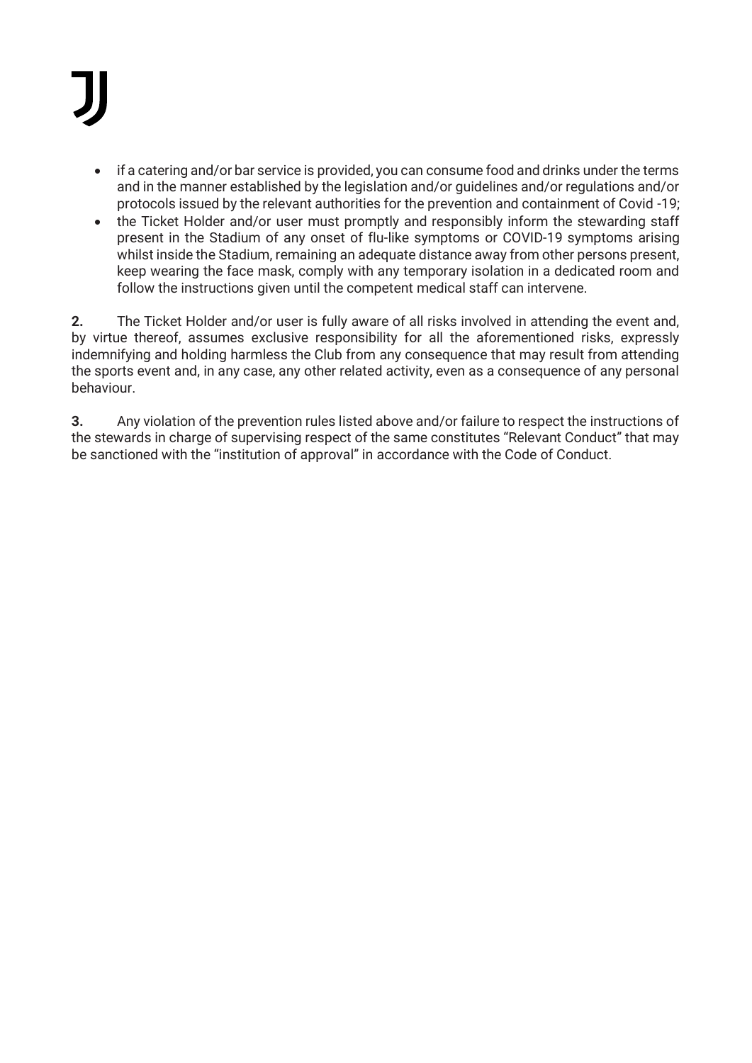- if a catering and/or bar service is provided, you can consume food and drinks under the terms and in the manner established by the legislation and/or guidelines and/or regulations and/or protocols issued by the relevant authorities for the prevention and containment of Covid -19;
- the Ticket Holder and/or user must promptly and responsibly inform the stewarding staff present in the Stadium of any onset of flu-like symptoms or COVID-19 symptoms arising whilst inside the Stadium, remaining an adequate distance away from other persons present, keep wearing the face mask, comply with any temporary isolation in a dedicated room and follow the instructions given until the competent medical staff can intervene.

**2.** The Ticket Holder and/or user is fully aware of all risks involved in attending the event and, by virtue thereof, assumes exclusive responsibility for all the aforementioned risks, expressly indemnifying and holding harmless the Club from any consequence that may result from attending the sports event and, in any case, any other related activity, even as a consequence of any personal behaviour.

**3.** Any violation of the prevention rules listed above and/or failure to respect the instructions of the stewards in charge of supervising respect of the same constitutes "Relevant Conduct" that may be sanctioned with the "institution of approval" in accordance with the Code of Conduct.